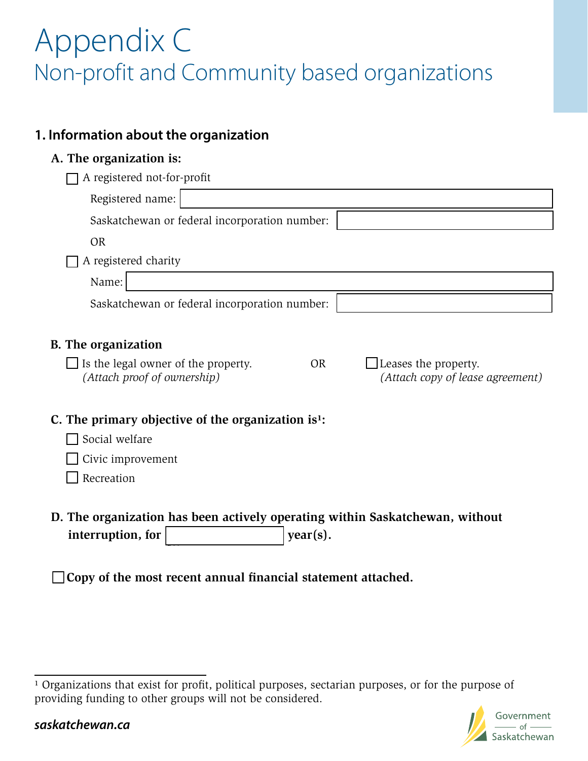# Appendix C

## Non-profit and Community based organizations

### 1. Information about the organization

**A. The organization is:**

☐ A registered not-for-profit

Registered name: ____________________

Saskatchewan or federal incorporation number: ____________________

OR

☐ A registered charity

Name: ____________________

Saskatchewan or federal incorporation number: ____________________

**B. The organization**

☐ Is the legal owner of the property. *(Attach proof of ownership)*

OR

☐ Leases the property. *(Attach copy of lease agreement)*

**C. The primary objective of the organization is[1]:**

☐ Social welfare

☐ Civic improvement

☐ Recreation

**D. The organization has been actively operating within Saskatchewan, without interruption, for ____________ year(s).**

☐ **Copy of the most recent annual financial statement attached.**

---

[1] Organizations that exist for profit, political purposes, sectarian purposes, or for the purpose of providing funding to other groups will not be considered.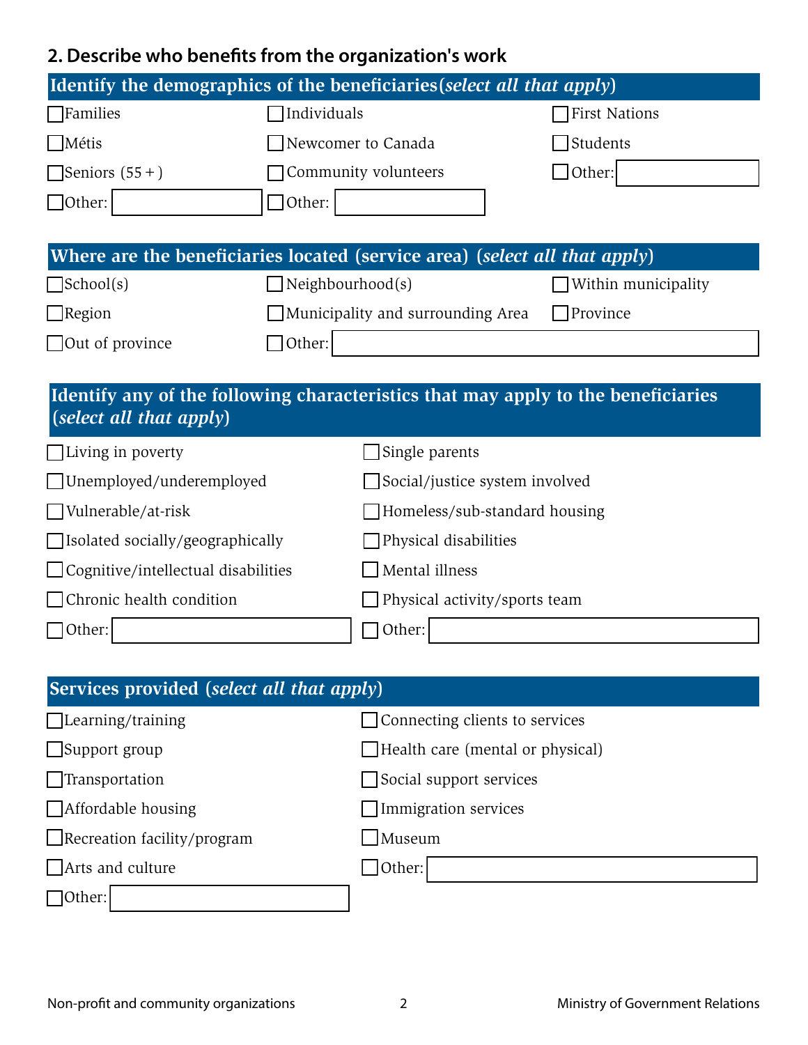## 2. Describe who benefits from the organization's work

### Identify the demographics of the beneficiaries(*select all that apply*)

| | | |
|---|---|---|
| ☐ Families | ☐ Individuals | ☐ First Nations |
| ☐ Métis | ☐ Newcomer to Canada | ☐ Students |
| ☐ Seniors (55 + ) | ☐ Community volunteers | ☐ Other: ______ |
| ☐ Other: ______ | ☐ Other: ______ | |

### Where are the beneficiaries located (service area) (*select all that apply*)

| | | |
|---|---|---|
| ☐ School(s) | ☐ Neighbourhood(s) | ☐ Within municipality |
| ☐ Region | ☐ Municipality and surrounding Area | ☐ Province |
| ☐ Out of province | ☐ Other: ______ | |

### Identify any of the following characteristics that may apply to the beneficiaries (*select all that apply*)

| | |
|---|---|
| ☐ Living in poverty | ☐ Single parents |
| ☐ Unemployed/underemployed | ☐ Social/justice system involved |
| ☐ Vulnerable/at-risk | ☐ Homeless/sub-standard housing |
| ☐ Isolated socially/geographically | ☐ Physical disabilities |
| ☐ Cognitive/intellectual disabilities | ☐ Mental illness |
| ☐ Chronic health condition | ☐ Physical activity/sports team |
| ☐ Other: ______ | ☐ Other: ______ |

### Services provided (*select all that apply*)

| | |
|---|---|
| ☐ Learning/training | ☐ Connecting clients to services |
| ☐ Support group | ☐ Health care (mental or physical) |
| ☐ Transportation | ☐ Social support services |
| ☐ Affordable housing | ☐ Immigration services |
| ☐ Recreation facility/program | ☐ Museum |
| ☐ Arts and culture | ☐ Other: ______ |
| ☐ Other: ______ | |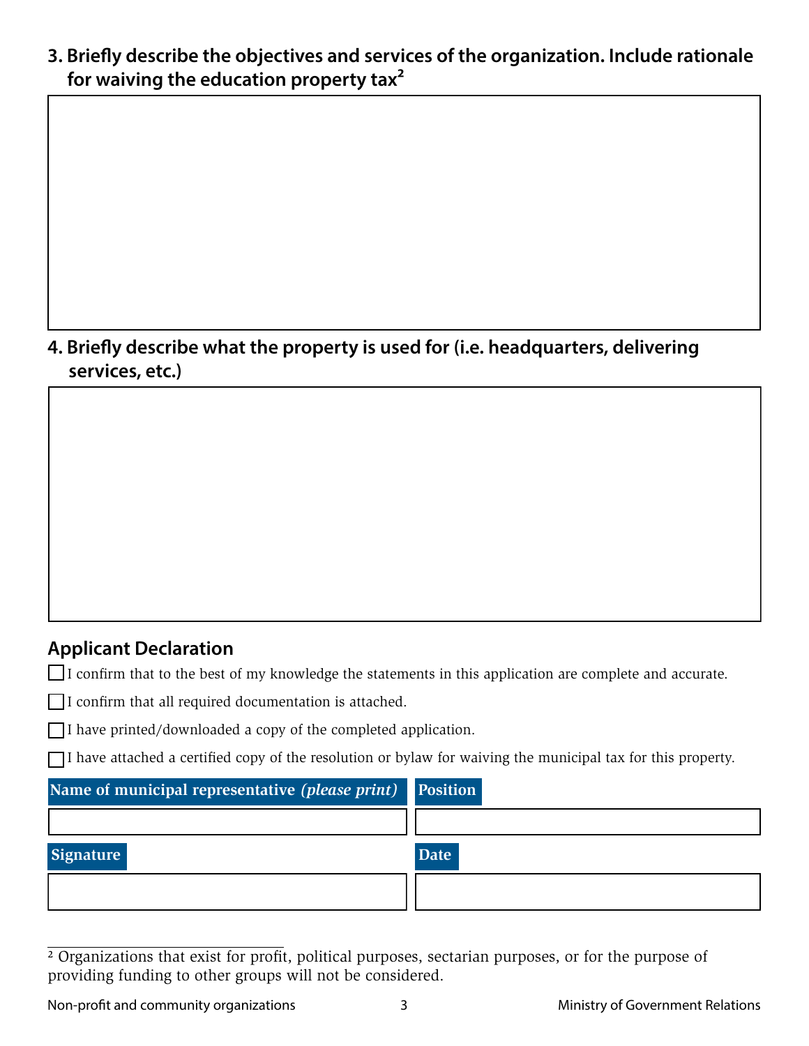**3. Briefly describe the objectives and services of the organization. Include rationale for waiving the education property tax[2]**

**4. Briefly describe what the property is used for (i.e. headquarters, delivering services, etc.)**

## Applicant Declaration

☐ I confirm that to the best of my knowledge the statements in this application are complete and accurate.

☐ I confirm that all required documentation is attached.

☐ I have printed/downloaded a copy of the completed application.

☐ I have attached a certified copy of the resolution or bylaw for waiving the municipal tax for this property.

| Name of municipal representative *(please print)* | Position |
|---|---|
| | |

| Signature | Date |
|---|---|
| | |

[2] Organizations that exist for profit, political purposes, sectarian purposes, or for the purpose of providing funding to other groups will not be considered.